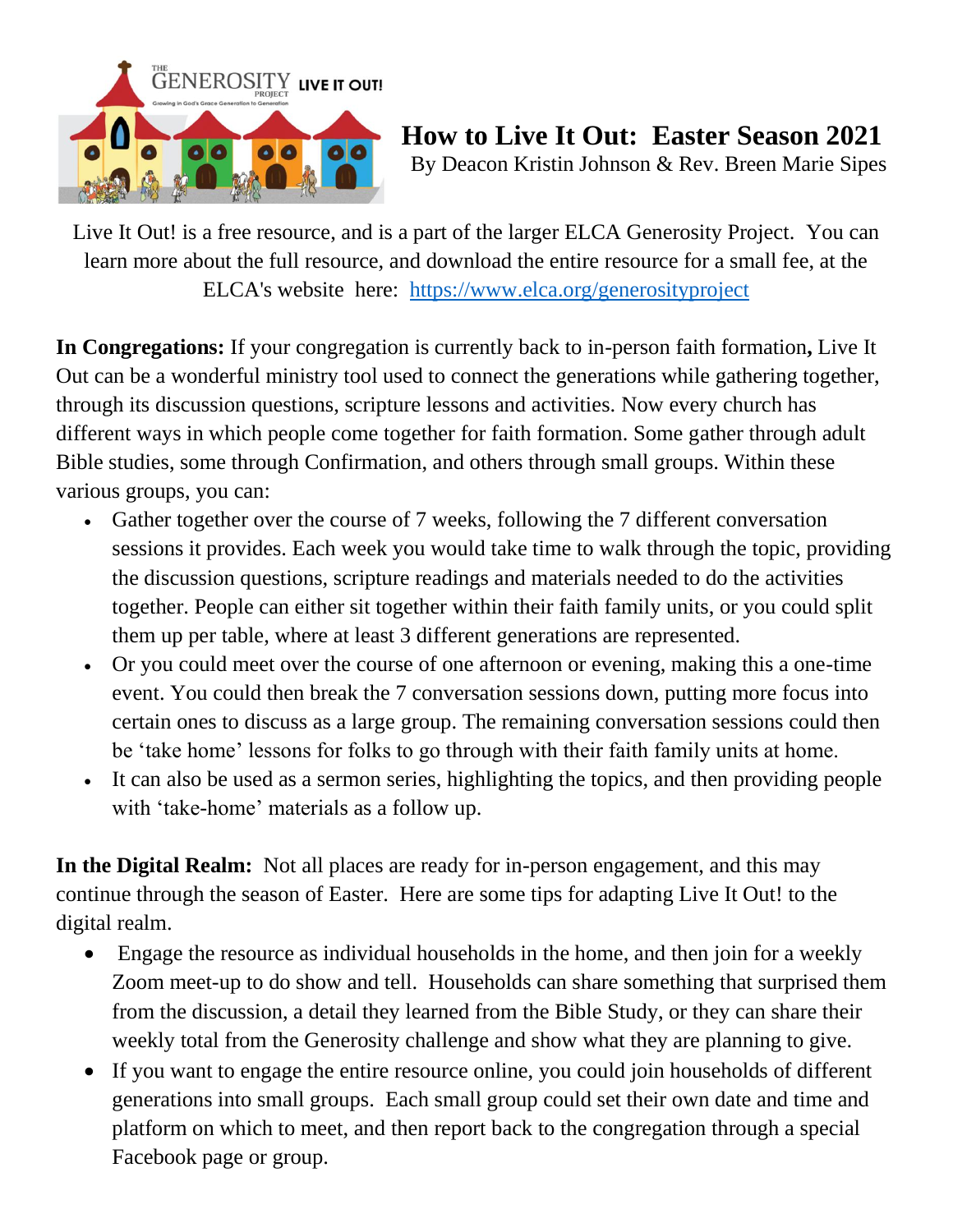# How to Live It Out: Easter Season 2021

By Deacon Kristin Johnson & Rev. Breen Marie Sipes

Live It Out! is a free resource, and is a part of the larger ELCA Generosity Project. You can learn more about the full resource, and download the entire resource for a small fee, at the ELCA's website here: https://www.elca.org/generosityproject

**In Congregations:** If your congregation is currently back to in-person faith formation**,** Live It Out can be a wonderful ministry tool used to connect the generations while gathering together, through its discussion questions, scripture lessons and activities. Now every church has different ways in which people come together for faith formation. Some gather through adult Bible studies, some through Confirmation, and others through small groups. Within these various groups, you can:

- Gather together over the course of 7 weeks, following the 7 different conversation sessions it provides. Each week you would take time to walk through the topic, providing the discussion questions, scripture readings and materials needed to do the activities together. People can either sit together within their faith family units, or you could split them up per table, where at least 3 different generations are represented.
- Or you could meet over the course of one afternoon or evening, making this a one-time event. You could then break the 7 conversation sessions down, putting more focus into certain ones to discuss as a large group. The remaining conversation sessions could then be 'take home' lessons for folks to go through with their faith family units at home.
- It can also be used as a sermon series, highlighting the topics, and then providing people with 'take-home' materials as a follow up.

**In the Digital Realm:** Not all places are ready for in-person engagement, and this may continue through the season of Easter. Here are some tips for adapting Live It Out! to the digital realm.

- Engage the resource as individual households in the home, and then join for a weekly Zoom meet-up to do show and tell. Households can share something that surprised them from the discussion, a detail they learned from the Bible Study, or they can share their weekly total from the Generosity challenge and show what they are planning to give.
- If you want to engage the entire resource online, you could join households of different generations into small groups. Each small group could set their own date and time and platform on which to meet, and then report back to the congregation through a special Facebook page or group.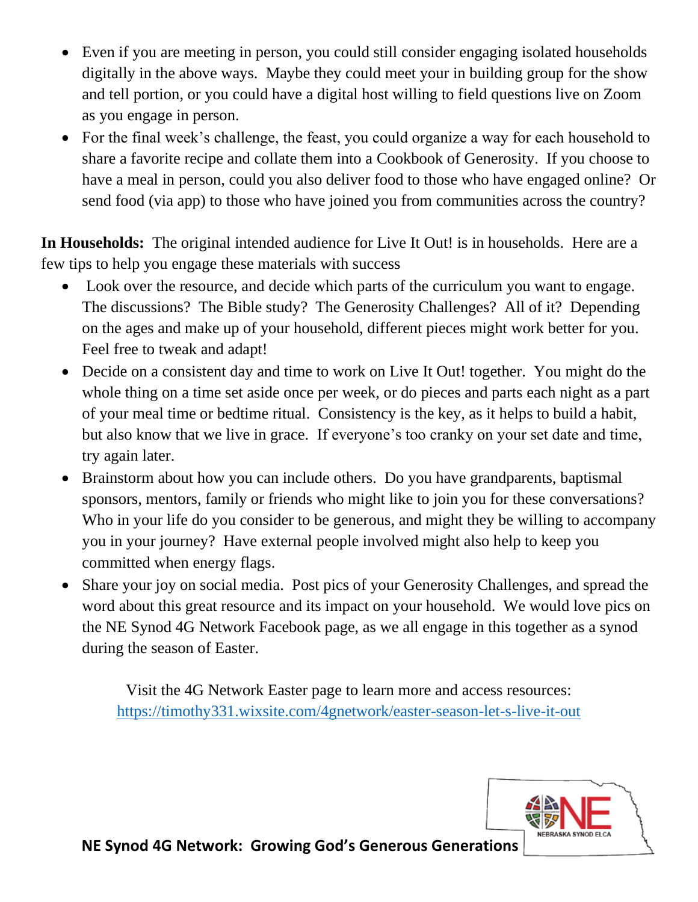- Even if you are meeting in person, you could still consider engaging isolated households digitally in the above ways. Maybe they could meet your in building group for the show and tell portion, or you could have a digital host willing to field questions live on Zoom as you engage in person.
- For the final week's challenge, the feast, you could organize a way for each household to share a favorite recipe and collate them into a Cookbook of Generosity. If you choose to have a meal in person, could you also deliver food to those who have engaged online? Or send food (via app) to those who have joined you from communities across the country?

**In Households:** The original intended audience for Live It Out! is in households. Here are a few tips to help you engage these materials with success

- Look over the resource, and decide which parts of the curriculum you want to engage. The discussions? The Bible study? The Generosity Challenges? All of it? Depending on the ages and make up of your household, different pieces might work better for you. Feel free to tweak and adapt!
- Decide on a consistent day and time to work on Live It Out! together. You might do the whole thing on a time set aside once per week, or do pieces and parts each night as a part of your meal time or bedtime ritual. Consistency is the key, as it helps to build a habit, but also know that we live in grace. If everyone's too cranky on your set date and time, try again later.
- Brainstorm about how you can include others. Do you have grandparents, baptismal sponsors, mentors, family or friends who might like to join you for these conversations? Who in your life do you consider to be generous, and might they be willing to accompany you in your journey? Have external people involved might also help to keep you committed when energy flags.
- Share your joy on social media. Post pics of your Generosity Challenges, and spread the word about this great resource and its impact on your household. We would love pics on the NE Synod 4G Network Facebook page, as we all engage in this together as a synod during the season of Easter.

Visit the 4G Network Easter page to learn more and access resources:
https://timothy331.wixsite.com/4gnetwork/easter-season-let-s-live-it-out

**NE Synod 4G Network: Growing God's Generous Generations**

NE
NEBRASKA SYNOD ELCA